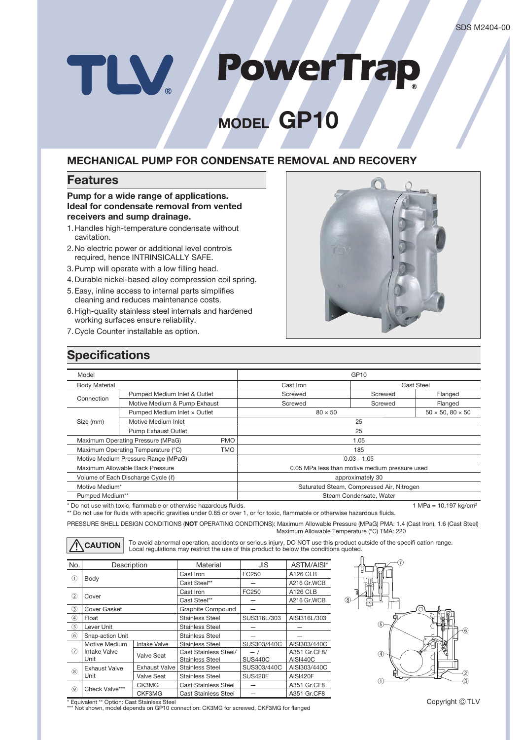SDS M2404-00

# TLV PowerTrap®

# MODEL GP10

## MECHANICAL PUMP FOR CONDENSATE REMOVAL AND RECOVERY

## Features

**Pump for a wide range of applications. Ideal for condensate removal from vented receivers and sump drainage.**

1. Handles high-temperature condensate without cavitation.
2. No electric power or additional level controls required, hence INTRINSICALLY SAFE.
3. Pump will operate with a low filling head.
4. Durable nickel-based alloy compression coil spring.
5. Easy, inline access to internal parts simplifies cleaning and reduces maintenance costs.
6. High-quality stainless steel internals and hardened working surfaces ensure reliability.
7. Cycle Counter installable as option.

## Specifications

| Model | | | GP10 | | |
|---|---|---|---|---|---|
| Body Material | | | Cast Iron | Cast Steel | |
| Connection | Pumped Medium Inlet & Outlet | | Screwed | Screwed | Flanged |
| | Motive Medium & Pump Exhaust | | Screwed | Screwed | Flanged |
| Size (mm) | Pumped Medium Inlet × Outlet | | 80 × 50 | | 50 × 50, 80 × 50 |
| | Motive Medium Inlet | | 25 | | |
| | Pump Exhaust Outlet | | 25 | | |
| Maximum Operating Pressure (MPaG) | | PMO | 1.05 | | |
| Maximum Operating Temperature (°C) | | TMO | 185 | | |
| Motive Medium Pressure Range (MPaG) | | | 0.03 - 1.05 | | |
| Maximum Allowable Back Pressure | | | 0.05 MPa less than motive medium pressure used | | |
| Volume of Each Discharge Cycle (ℓ) | | | approximately 30 | | |
| Motive Medium* | | | Saturated Steam, Compressed Air, Nitrogen | | |
| Pumped Medium** | | | Steam Condensate, Water | | |

\* Do not use with toxic, flammable or otherwise hazardous fluids.
** Do not use for fluids with specific gravities under 0.85 or over 1, or for toxic, flammable or otherwise hazardous fluids.

1 MPa = 10.197 kg/cm²

PRESSURE SHELL DESIGN CONDITIONS (**NOT** OPERATING CONDITIONS): Maximum Allowable Pressure (MPaG) PMA: 1.4 (Cast Iron), 1.6 (Cast Steel)
Maximum Allowable Temperature (°C) TMA: 220

**⚠ CAUTION** To avoid abnormal operation, accidents or serious injury, DO NOT use this product outside of the specification range. Local regulations may restrict the use of this product to below the conditions quoted.

| No. | Description | | Material | JIS | ASTM/AISI* |
|---|---|---|---|---|---|
| ① | Body | | Cast Iron | FC250 | A126 Cl.B |
| | | | Cast Steel** | — | A216 Gr.WCB |
| ② | Cover | | Cast Iron | FC250 | A126 Cl.B |
| | | | Cast Steel** | — | A216 Gr.WCB |
| ③ | Cover Gasket | | Graphite Compound | — | — |
| ④ | Float | | Stainless Steel | SUS316L/303 | AISI316L/303 |
| ⑤ | Lever Unit | | Stainless Steel | — | — |
| ⑥ | Snap-action Unit | | Stainless Steel | — | — |
| ⑦ | Motive Medium Intake Valve Unit | Intake Valve | Stainless Steel | SUS303/440C | AISI303/440C |
| | | Valve Seat | Cast Stainless Steel/ Stainless Steel | — / SUS440C | A351 Gr.CF8/ AISI440C |
| ⑧ | Exhaust Valve Unit | Exhaust Valve | Stainless Steel | SUS303/440C | AISI303/440C |
| | | Valve Seat | Stainless Steel | SUS420F | AISI420F |
| ⑨ | Check Valve*** | CK3MG | Cast Stainless Steel | — | A351 Gr.CF8 |
| | | CKF3MG | Cast Stainless Steel | — | A351 Gr.CF8 |

\* Equivalent ** Option: Cast Stainless Steel
*** Not shown, model depends on GP10 connection: CK3MG for screwed, CKF3MG for flanged

Copyright © TLV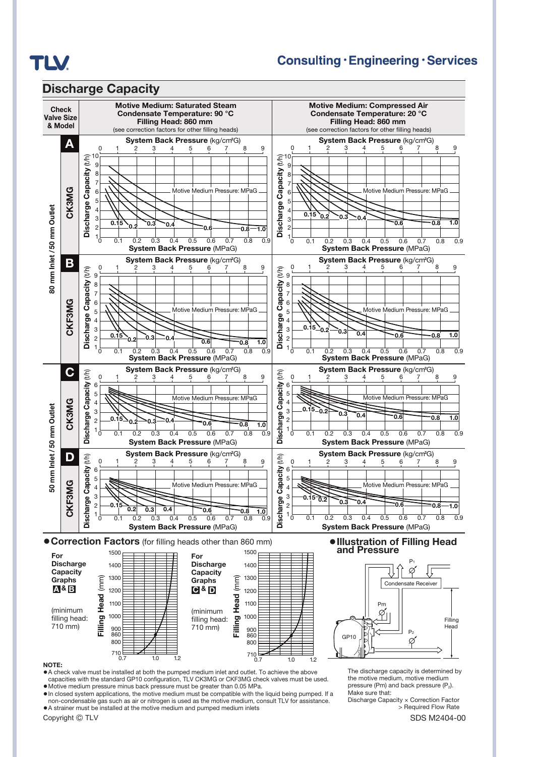## Discharge Capacity

| Check Valve Size & Model | | Motive Medium: Saturated Steam<br>Condensate Temperature: 90 °C<br>Filling Head: 860 mm<br>(see correction factors for other filling heads) | Motive Medium: Compressed Air<br>Condensate Temperature: 20 °C<br>Filling Head: 860 mm<br>(see correction factors for other filling heads) |
|---|---|---|---|
| 80 mm Inlet / 50 mm Outlet | A CK3MG | | |
| | B CKF3MG | | |
| 50 mm Inlet / 50 mm Outlet | C CK3MG | | |
| | D CKF3MG | | |

### ● Correction Factors (for filling heads other than 860 mm)

For Discharge Capacity Graphs A & B (minimum filling head: 710 mm)

For Discharge Capacity Graphs C & D (minimum filling head: 710 mm)

### ● Illustration of Filling Head and Pressure

The discharge capacity is determined by the motive medium, motive medium pressure (Pm) and back pressure ($P_2$).
Make sure that:
Discharge Capacity × Correction Factor > Required Flow Rate

**NOTE:**
- A check valve must be installed at both the pumped medium inlet and outlet. To achieve the above capacities with the standard GP10 configuration, TLV CK3MG or CKF3MG check valves must be used.
- Motive medium pressure minus back pressure must be greater than 0.05 MPa.
- In closed system applications, the motive medium must be compatible with the liquid being pumped. If a non-condensable gas such as air or nitrogen is used as the motive medium, consult TLV for assistance.
- A strainer must be installed at the motive medium and pumped medium inlets

Copyright © TLV

SDS M2404-00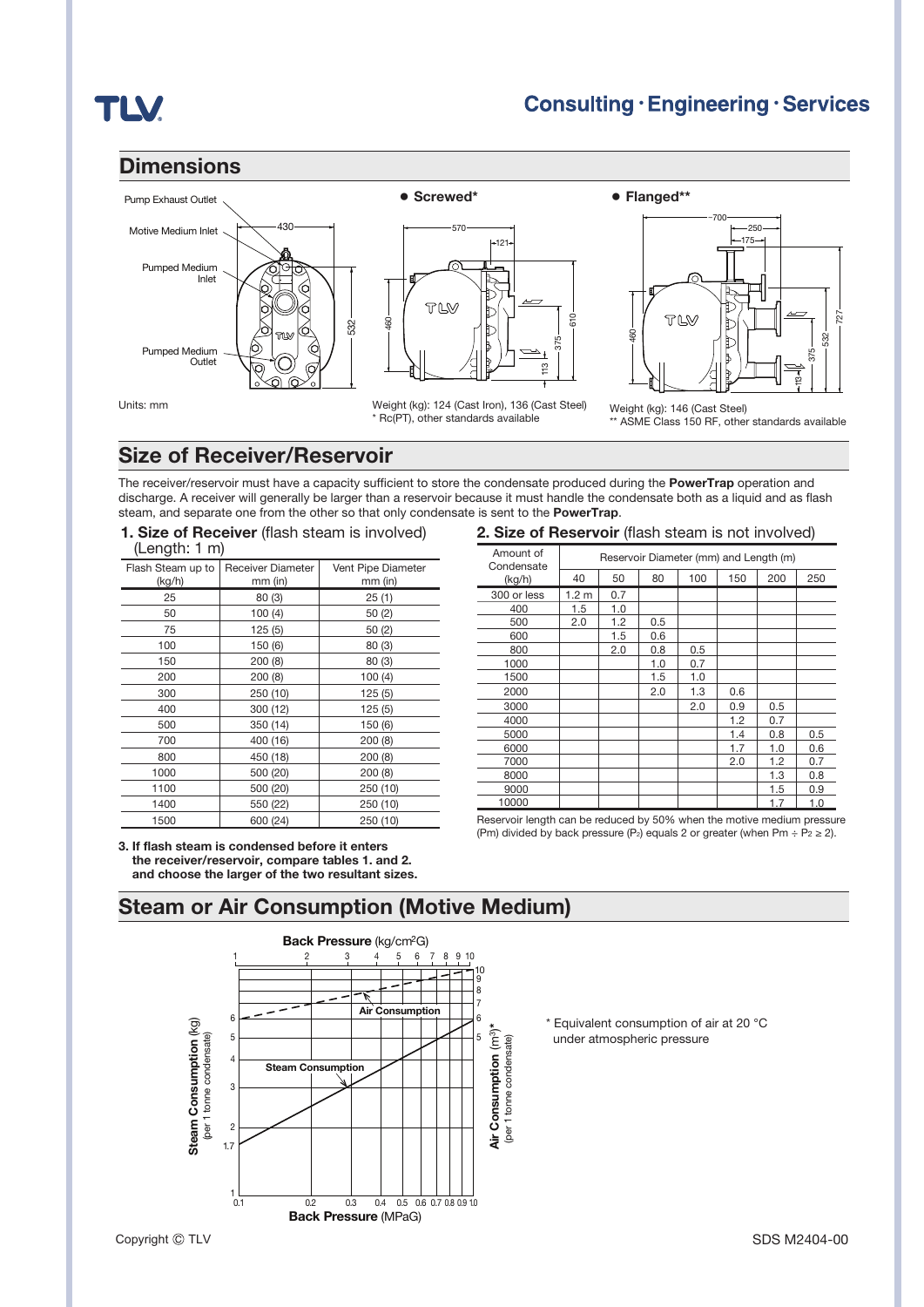## Dimensions

Pump Exhaust Outlet

Motive Medium Inlet

Pumped Medium Inlet

Pumped Medium Outlet

Units: mm

● **Screwed***

Weight (kg): 124 (Cast Iron), 136 (Cast Steel)
* Rc(PT), other standards available

● **Flanged****

Weight (kg): 146 (Cast Steel)
** ASME Class 150 RF, other standards available

## Size of Receiver/Reservoir

The receiver/reservoir must have a capacity sufficient to store the condensate produced during the **PowerTrap** operation and discharge. A receiver will generally be larger than a reservoir because it must handle the condensate both as a liquid and as flash steam, and separate one from the other so that only condensate is sent to the **PowerTrap**.

### 1. Size of Receiver (flash steam is involved) (Length: 1 m)

| Flash Steam up to (kg/h) | Receiver Diameter mm (in) | Vent Pipe Diameter mm (in) |
|---|---|---|
| 25 | 80 (3) | 25 (1) |
| 50 | 100 (4) | 50 (2) |
| 75 | 125 (5) | 50 (2) |
| 100 | 150 (6) | 80 (3) |
| 150 | 200 (8) | 80 (3) |
| 200 | 200 (8) | 100 (4) |
| 300 | 250 (10) | 125 (5) |
| 400 | 300 (12) | 125 (5) |
| 500 | 350 (14) | 150 (6) |
| 700 | 400 (16) | 200 (8) |
| 800 | 450 (18) | 200 (8) |
| 1000 | 500 (20) | 200 (8) |
| 1100 | 500 (20) | 250 (10) |
| 1400 | 550 (22) | 250 (10) |
| 1500 | 600 (24) | 250 (10) |

### 2. Size of Reservoir (flash steam is not involved)

| Amount of Condensate (kg/h) | Reservoir Diameter (mm) and Length (m) | | | | | | |
|---|---|---|---|---|---|---|---|
| | 40 | 50 | 80 | 100 | 150 | 200 | 250 |
| 300 or less | 1.2 m | 0.7 | | | | | |
| 400 | 1.5 | 1.0 | | | | | |
| 500 | 2.0 | 1.2 | 0.5 | | | | |
| 600 | | 1.5 | 0.6 | | | | |
| 800 | | 2.0 | 0.8 | 0.5 | | | |
| 1000 | | | 1.0 | 0.7 | | | |
| 1500 | | | 1.5 | 1.0 | | | |
| 2000 | | | 2.0 | 1.3 | 0.6 | | |
| 3000 | | | | 2.0 | 0.9 | 0.5 | |
| 4000 | | | | | 1.2 | 0.7 | |
| 5000 | | | | | 1.4 | 0.8 | 0.5 |
| 6000 | | | | | 1.7 | 1.0 | 0.6 |
| 7000 | | | | | 2.0 | 1.2 | 0.7 |
| 8000 | | | | | | 1.3 | 0.8 |
| 9000 | | | | | | 1.5 | 0.9 |
| 10000 | | | | | | 1.7 | 1.0 |

Reservoir length can be reduced by 50% when the motive medium pressure (Pm) divided by back pressure ($P_2$) equals 2 or greater (when Pm ÷ $P_2 \geq 2$).

**3. If flash steam is condensed before it enters the receiver/reservoir, compare tables 1. and 2. and choose the larger of the two resultant sizes.**

## Steam or Air Consumption (Motive Medium)

**Back Pressure** (kg/cm²G)

**Steam Consumption** (kg) (per 1 tonne condensate)

**Air Consumption** (m³)* (per 1 tonne condensate)

**Back Pressure** (MPaG)

* Equivalent consumption of air at 20 °C under atmospheric pressure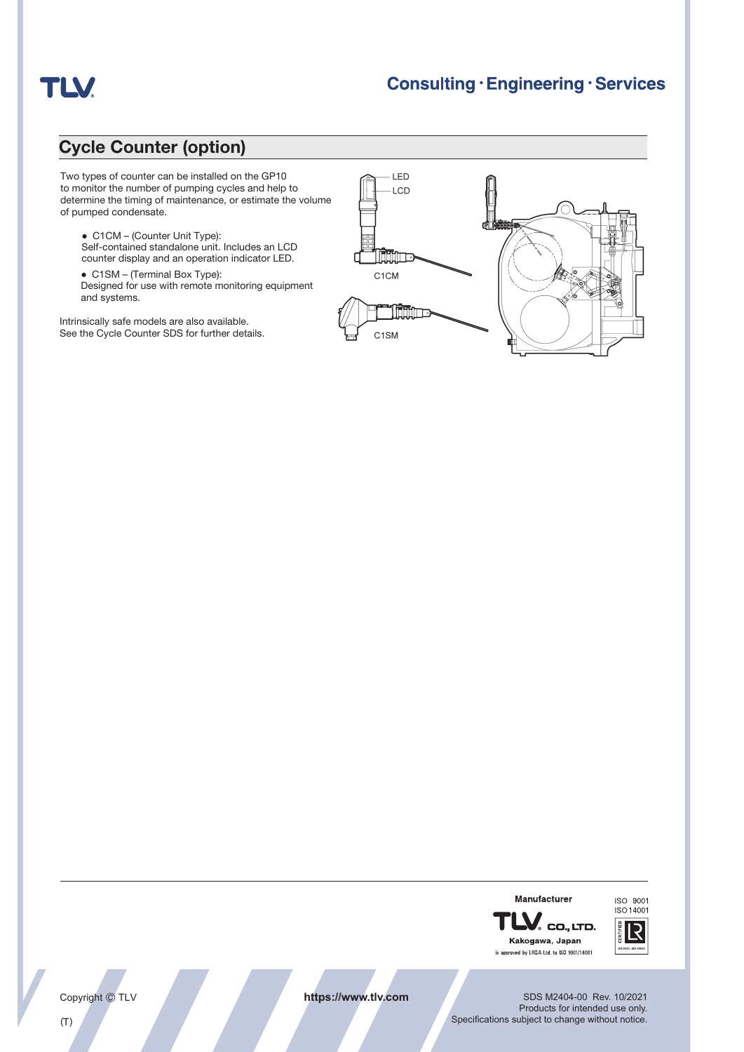## Cycle Counter (option)

Two types of counter can be installed on the GP10 to monitor the number of pumping cycles and help to determine the timing of maintenance, or estimate the volume of pumped condensate.

- C1CM – (Counter Unit Type): Self-contained standalone unit. Includes an LCD counter display and an operation indicator LED.
- C1SM – (Terminal Box Type): Designed for use with remote monitoring equipment and systems.

Intrinsically safe models are also available. See the Cycle Counter SDS for further details.

LED
LCD
C1CM
C1SM

Manufacturer
TLV CO., LTD.
Kakogawa, Japan
is approved by LRQA Ltd. to ISO 9001/14001

ISO 9001
ISO 14001

Copyright © TLV

(T)

https://www.tlv.com

SDS M2404-00 Rev. 10/2021
Products for intended use only.
Specifications subject to change without notice.